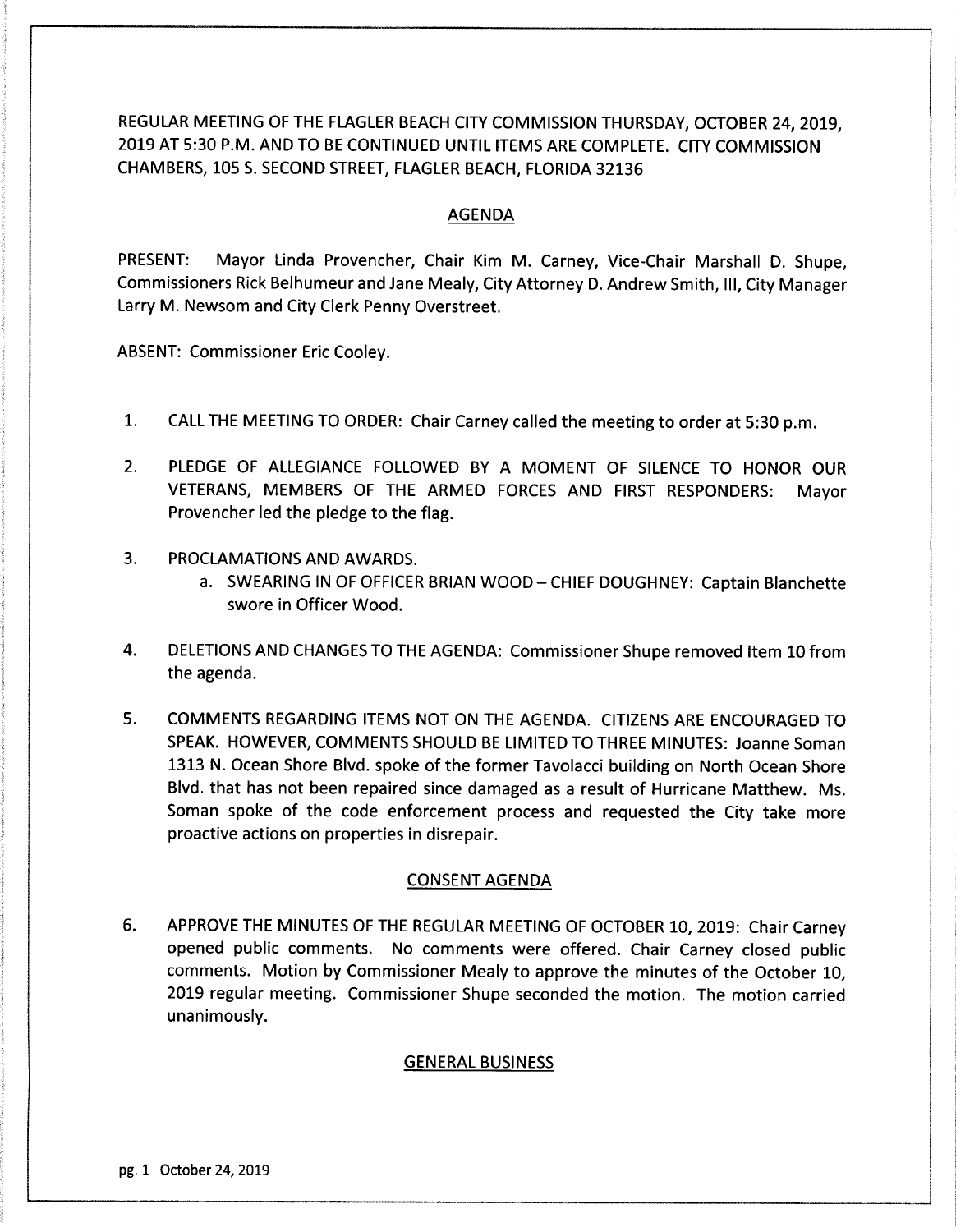REGULAR MEETING OF THE FLAGLER BEACH CITY COMMISSION THURSDAY, OCTOBER 24, 2019, 2019 AT 5:30 P.M. AND TO BE CONTINUED UNTIL ITEMS ARE COMPLETE. CITY COMMISSION CHAMBERS, 105 S. SECOND STREET, FLAGLER BEACH, FLORIDA 32136

## AGENDA

PRESENT: Mayor Linda Provencher, Chair Kim M. Carney, Vice-Chair Marshall D. Shupe, Commissioners Rick Belhumeur and Jane Mealy, City Attorney D. Andrew Smith, III, City Manager Larry M. Newsom and City Clerk Penny Overstreet.

ABSENT: Commissioner Eric Cooley.

1. CALL THE MEETING TO ORDER: Chair Carney called the meeting to order at 5:30 p.m.

2. PLEDGE OF ALLEGIANCE FOLLOWED BY A MOMENT OF SILENCE TO HONOR OUR VETERANS, MEMBERS OF THE ARMED FORCES AND FIRST RESPONDERS: Mayor Provencher led the pledge to the flag.

3. PROCLAMATIONS AND AWARDS.
   a. SWEARING IN OF OFFICER BRIAN WOOD – CHIEF DOUGHNEY: Captain Blanchette swore in Officer Wood.

4. DELETIONS AND CHANGES TO THE AGENDA: Commissioner Shupe removed Item 10 from the agenda.

5. COMMENTS REGARDING ITEMS NOT ON THE AGENDA. CITIZENS ARE ENCOURAGED TO SPEAK. HOWEVER, COMMENTS SHOULD BE LIMITED TO THREE MINUTES: Joanne Soman 1313 N. Ocean Shore Blvd. spoke of the former Tavolacci building on North Ocean Shore Blvd. that has not been repaired since damaged as a result of Hurricane Matthew. Ms. Soman spoke of the code enforcement process and requested the City take more proactive actions on properties in disrepair.

## CONSENT AGENDA

6. APPROVE THE MINUTES OF THE REGULAR MEETING OF OCTOBER 10, 2019: Chair Carney opened public comments. No comments were offered. Chair Carney closed public comments. Motion by Commissioner Mealy to approve the minutes of the October 10, 2019 regular meeting. Commissioner Shupe seconded the motion. The motion carried unanimously.

## GENERAL BUSINESS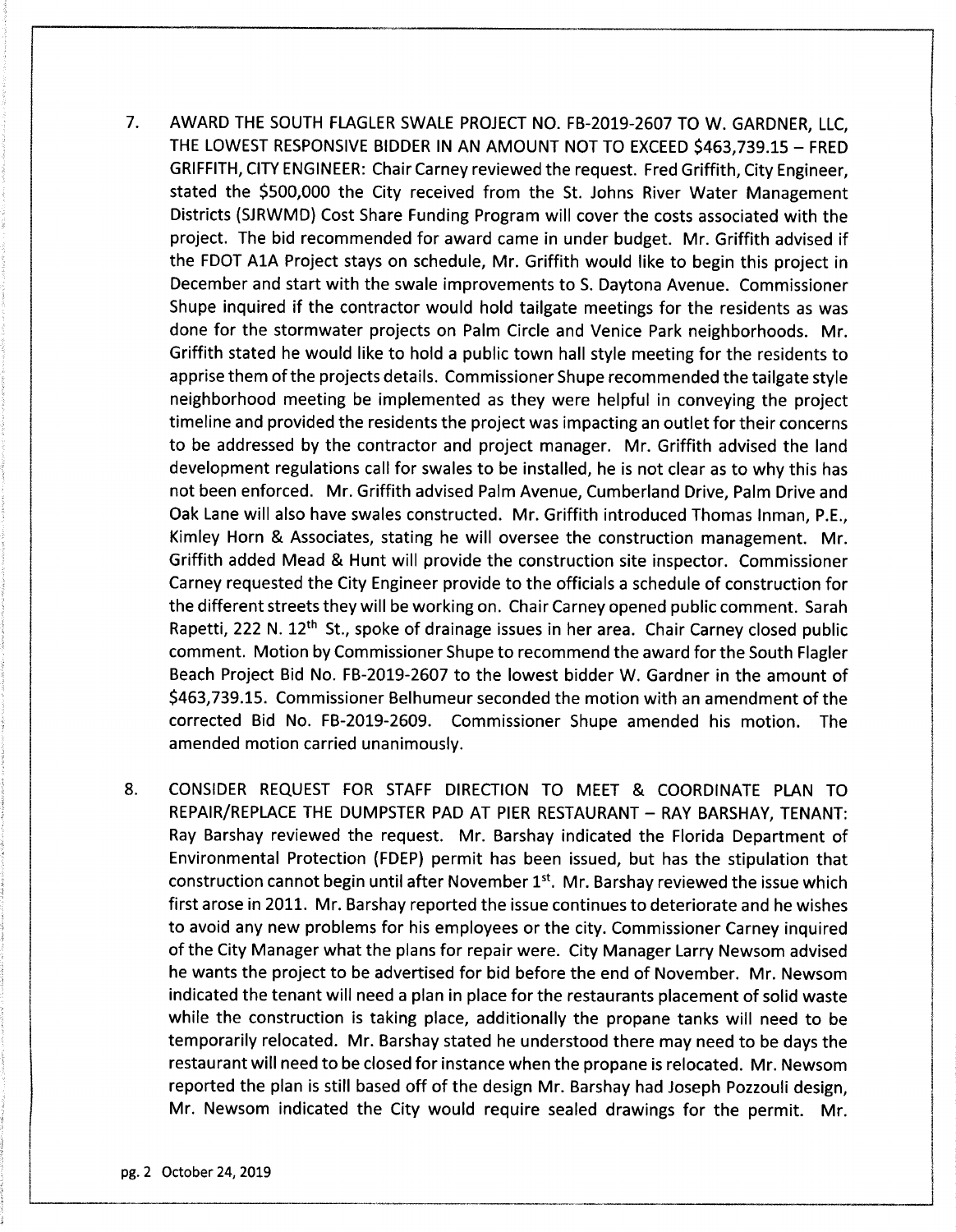7. AWARD THE SOUTH FLAGLER SWALE PROJECT NO. FB-2019-2607 TO W. GARDNER, LLC, THE LOWEST RESPONSIVE BIDDER IN AN AMOUNT NOT TO EXCEED $463,739.15 – FRED GRIFFITH, CITY ENGINEER: Chair Carney reviewed the request. Fred Griffith, City Engineer, stated the $500,000 the City received from the St. Johns River Water Management Districts (SJRWMD) Cost Share Funding Program will cover the costs associated with the project. The bid recommended for award came in under budget. Mr. Griffith advised if the FDOT A1A Project stays on schedule, Mr. Griffith would like to begin this project in December and start with the swale improvements to S. Daytona Avenue. Commissioner Shupe inquired if the contractor would hold tailgate meetings for the residents as was done for the stormwater projects on Palm Circle and Venice Park neighborhoods. Mr. Griffith stated he would like to hold a public town hall style meeting for the residents to apprise them of the projects details. Commissioner Shupe recommended the tailgate style neighborhood meeting be implemented as they were helpful in conveying the project timeline and provided the residents the project was impacting an outlet for their concerns to be addressed by the contractor and project manager. Mr. Griffith advised the land development regulations call for swales to be installed, he is not clear as to why this has not been enforced. Mr. Griffith advised Palm Avenue, Cumberland Drive, Palm Drive and Oak Lane will also have swales constructed. Mr. Griffith introduced Thomas Inman, P.E., Kimley Horn & Associates, stating he will oversee the construction management. Mr. Griffith added Mead & Hunt will provide the construction site inspector. Commissioner Carney requested the City Engineer provide to the officials a schedule of construction for the different streets they will be working on. Chair Carney opened public comment. Sarah Rapetti, 222 N. 12th St., spoke of drainage issues in her area. Chair Carney closed public comment. Motion by Commissioner Shupe to recommend the award for the South Flagler Beach Project Bid No. FB-2019-2607 to the lowest bidder W. Gardner in the amount of $463,739.15. Commissioner Belhumeur seconded the motion with an amendment of the corrected Bid No. FB-2019-2609. Commissioner Shupe amended his motion. The amended motion carried unanimously.

8. CONSIDER REQUEST FOR STAFF DIRECTION TO MEET & COORDINATE PLAN TO REPAIR/REPLACE THE DUMPSTER PAD AT PIER RESTAURANT – RAY BARSHAY, TENANT: Ray Barshay reviewed the request. Mr. Barshay indicated the Florida Department of Environmental Protection (FDEP) permit has been issued, but has the stipulation that construction cannot begin until after November 1st. Mr. Barshay reviewed the issue which first arose in 2011. Mr. Barshay reported the issue continues to deteriorate and he wishes to avoid any new problems for his employees or the city. Commissioner Carney inquired of the City Manager what the plans for repair were. City Manager Larry Newsom advised he wants the project to be advertised for bid before the end of November. Mr. Newsom indicated the tenant will need a plan in place for the restaurants placement of solid waste while the construction is taking place, additionally the propane tanks will need to be temporarily relocated. Mr. Barshay stated he understood there may need to be days the restaurant will need to be closed for instance when the propane is relocated. Mr. Newsom reported the plan is still based off of the design Mr. Barshay had Joseph Pozzouli design, Mr. Newsom indicated the City would require sealed drawings for the permit. Mr.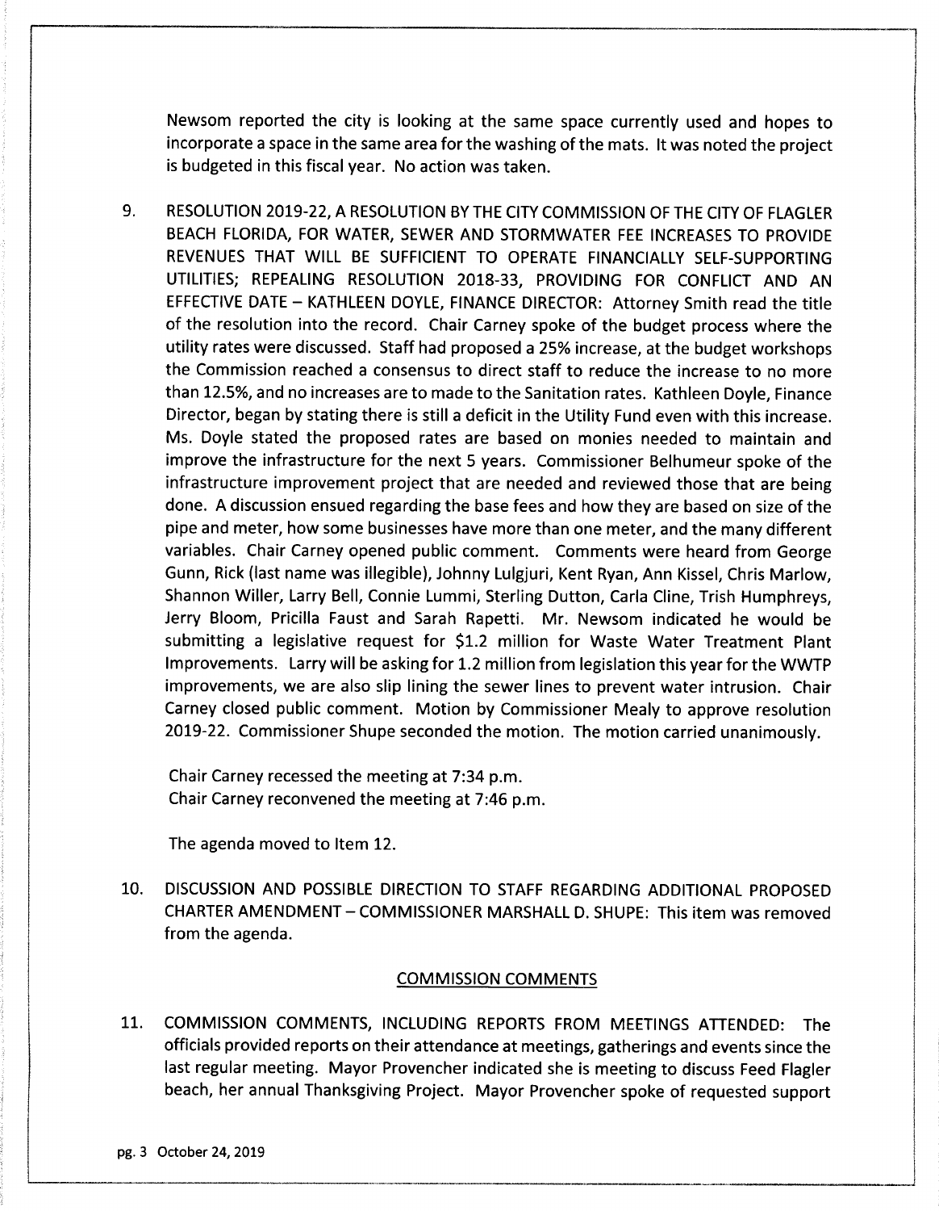Newsom reported the city is looking at the same space currently used and hopes to incorporate a space in the same area for the washing of the mats. It was noted the project is budgeted in this fiscal year. No action was taken.

9. RESOLUTION 2019-22, A RESOLUTION BY THE CITY COMMISSION OF THE CITY OF FLAGLER BEACH FLORIDA, FOR WATER, SEWER AND STORMWATER FEE INCREASES TO PROVIDE REVENUES THAT WILL BE SUFFICIENT TO OPERATE FINANCIALLY SELF-SUPPORTING UTILITIES; REPEALING RESOLUTION 2018-33, PROVIDING FOR CONFLICT AND AN EFFECTIVE DATE – KATHLEEN DOYLE, FINANCE DIRECTOR: Attorney Smith read the title of the resolution into the record. Chair Carney spoke of the budget process where the utility rates were discussed. Staff had proposed a 25% increase, at the budget workshops the Commission reached a consensus to direct staff to reduce the increase to no more than 12.5%, and no increases are to made to the Sanitation rates. Kathleen Doyle, Finance Director, began by stating there is still a deficit in the Utility Fund even with this increase. Ms. Doyle stated the proposed rates are based on monies needed to maintain and improve the infrastructure for the next 5 years. Commissioner Belhumeur spoke of the infrastructure improvement project that are needed and reviewed those that are being done. A discussion ensued regarding the base fees and how they are based on size of the pipe and meter, how some businesses have more than one meter, and the many different variables. Chair Carney opened public comment. Comments were heard from George Gunn, Rick (last name was illegible), Johnny Lulgjuri, Kent Ryan, Ann Kissel, Chris Marlow, Shannon Willer, Larry Bell, Connie Lummi, Sterling Dutton, Carla Cline, Trish Humphreys, Jerry Bloom, Pricilla Faust and Sarah Rapetti. Mr. Newsom indicated he would be submitting a legislative request for $1.2 million for Waste Water Treatment Plant Improvements. Larry will be asking for 1.2 million from legislation this year for the WWTP improvements, we are also slip lining the sewer lines to prevent water intrusion. Chair Carney closed public comment. Motion by Commissioner Mealy to approve resolution 2019-22. Commissioner Shupe seconded the motion. The motion carried unanimously.

Chair Carney recessed the meeting at 7:34 p.m.
Chair Carney reconvened the meeting at 7:46 p.m.

The agenda moved to Item 12.

10. DISCUSSION AND POSSIBLE DIRECTION TO STAFF REGARDING ADDITIONAL PROPOSED CHARTER AMENDMENT – COMMISSIONER MARSHALL D. SHUPE: This item was removed from the agenda.

## COMMISSION COMMENTS

11. COMMISSION COMMENTS, INCLUDING REPORTS FROM MEETINGS ATTENDED: The officials provided reports on their attendance at meetings, gatherings and events since the last regular meeting. Mayor Provencher indicated she is meeting to discuss Feed Flagler beach, her annual Thanksgiving Project. Mayor Provencher spoke of requested support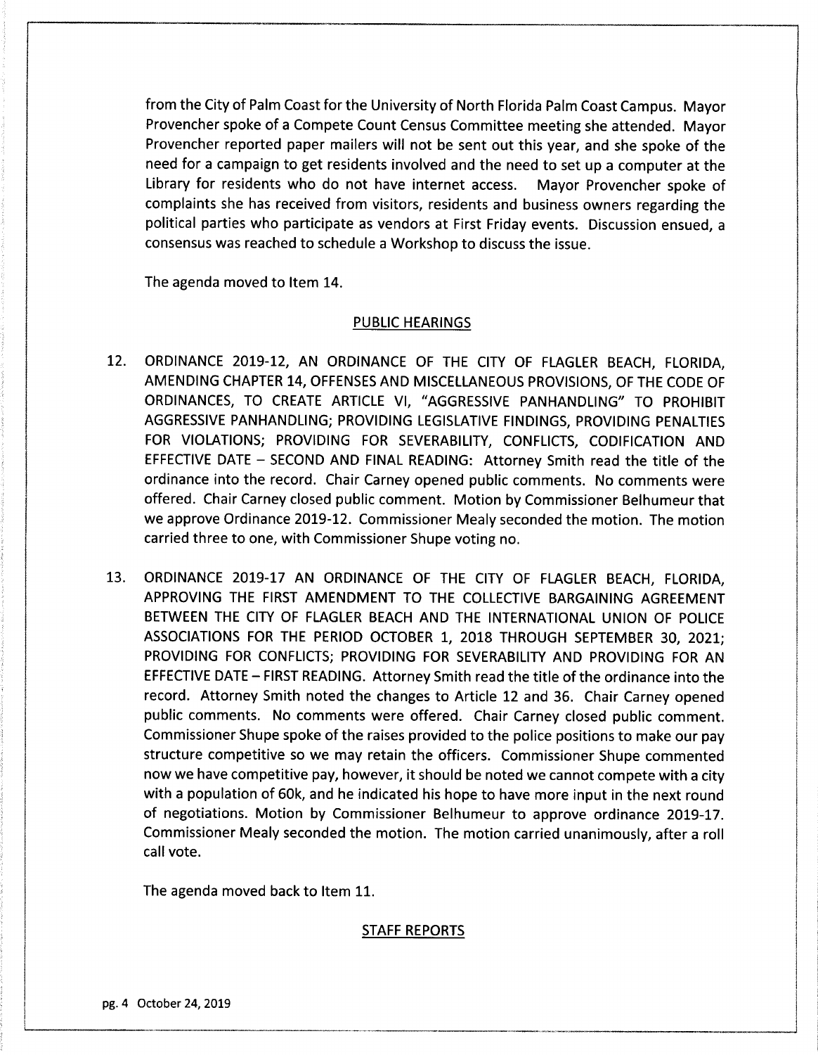from the City of Palm Coast for the University of North Florida Palm Coast Campus. Mayor Provencher spoke of a Compete Count Census Committee meeting she attended. Mayor Provencher reported paper mailers will not be sent out this year, and she spoke of the need for a campaign to get residents involved and the need to set up a computer at the Library for residents who do not have internet access. Mayor Provencher spoke of complaints she has received from visitors, residents and business owners regarding the political parties who participate as vendors at First Friday events. Discussion ensued, a consensus was reached to schedule a Workshop to discuss the issue.

The agenda moved to Item 14.

## PUBLIC HEARINGS

12. ORDINANCE 2019-12, AN ORDINANCE OF THE CITY OF FLAGLER BEACH, FLORIDA, AMENDING CHAPTER 14, OFFENSES AND MISCELLANEOUS PROVISIONS, OF THE CODE OF ORDINANCES, TO CREATE ARTICLE VI, "AGGRESSIVE PANHANDLING" TO PROHIBIT AGGRESSIVE PANHANDLING; PROVIDING LEGISLATIVE FINDINGS, PROVIDING PENALTIES FOR VIOLATIONS; PROVIDING FOR SEVERABILITY, CONFLICTS, CODIFICATION AND EFFECTIVE DATE – SECOND AND FINAL READING: Attorney Smith read the title of the ordinance into the record. Chair Carney opened public comments. No comments were offered. Chair Carney closed public comment. Motion by Commissioner Belhumeur that we approve Ordinance 2019-12. Commissioner Mealy seconded the motion. The motion carried three to one, with Commissioner Shupe voting no.

13. ORDINANCE 2019-17 AN ORDINANCE OF THE CITY OF FLAGLER BEACH, FLORIDA, APPROVING THE FIRST AMENDMENT TO THE COLLECTIVE BARGAINING AGREEMENT BETWEEN THE CITY OF FLAGLER BEACH AND THE INTERNATIONAL UNION OF POLICE ASSOCIATIONS FOR THE PERIOD OCTOBER 1, 2018 THROUGH SEPTEMBER 30, 2021; PROVIDING FOR CONFLICTS; PROVIDING FOR SEVERABILITY AND PROVIDING FOR AN EFFECTIVE DATE – FIRST READING. Attorney Smith read the title of the ordinance into the record. Attorney Smith noted the changes to Article 12 and 36. Chair Carney opened public comments. No comments were offered. Chair Carney closed public comment. Commissioner Shupe spoke of the raises provided to the police positions to make our pay structure competitive so we may retain the officers. Commissioner Shupe commented now we have competitive pay, however, it should be noted we cannot compete with a city with a population of 60k, and he indicated his hope to have more input in the next round of negotiations. Motion by Commissioner Belhumeur to approve ordinance 2019-17. Commissioner Mealy seconded the motion. The motion carried unanimously, after a roll call vote.

The agenda moved back to Item 11.

## STAFF REPORTS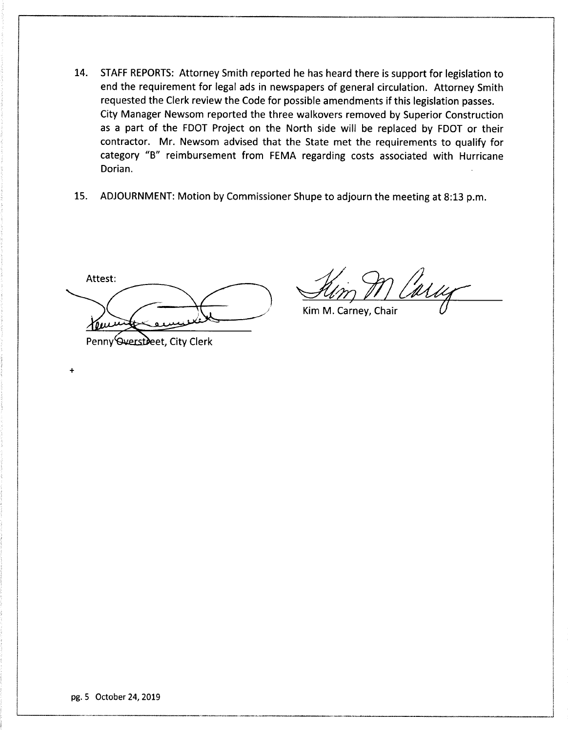14. STAFF REPORTS: Attorney Smith reported he has heard there is support for legislation to end the requirement for legal ads in newspapers of general circulation. Attorney Smith requested the Clerk review the Code for possible amendments if this legislation passes. City Manager Newsom reported the three walkovers removed by Superior Construction as a part of the FDOT Project on the North side will be replaced by FDOT or their contractor. Mr. Newsom advised that the State met the requirements to qualify for category "B" reimbursement from FEMA regarding costs associated with Hurricane Dorian.

15. ADJOURNMENT: Motion by Commissioner Shupe to adjourn the meeting at 8:13 p.m.

Attest:

Penny Overstreet, City Clerk

Kim M. Carney, Chair

+

pg. 5 October 24, 2019